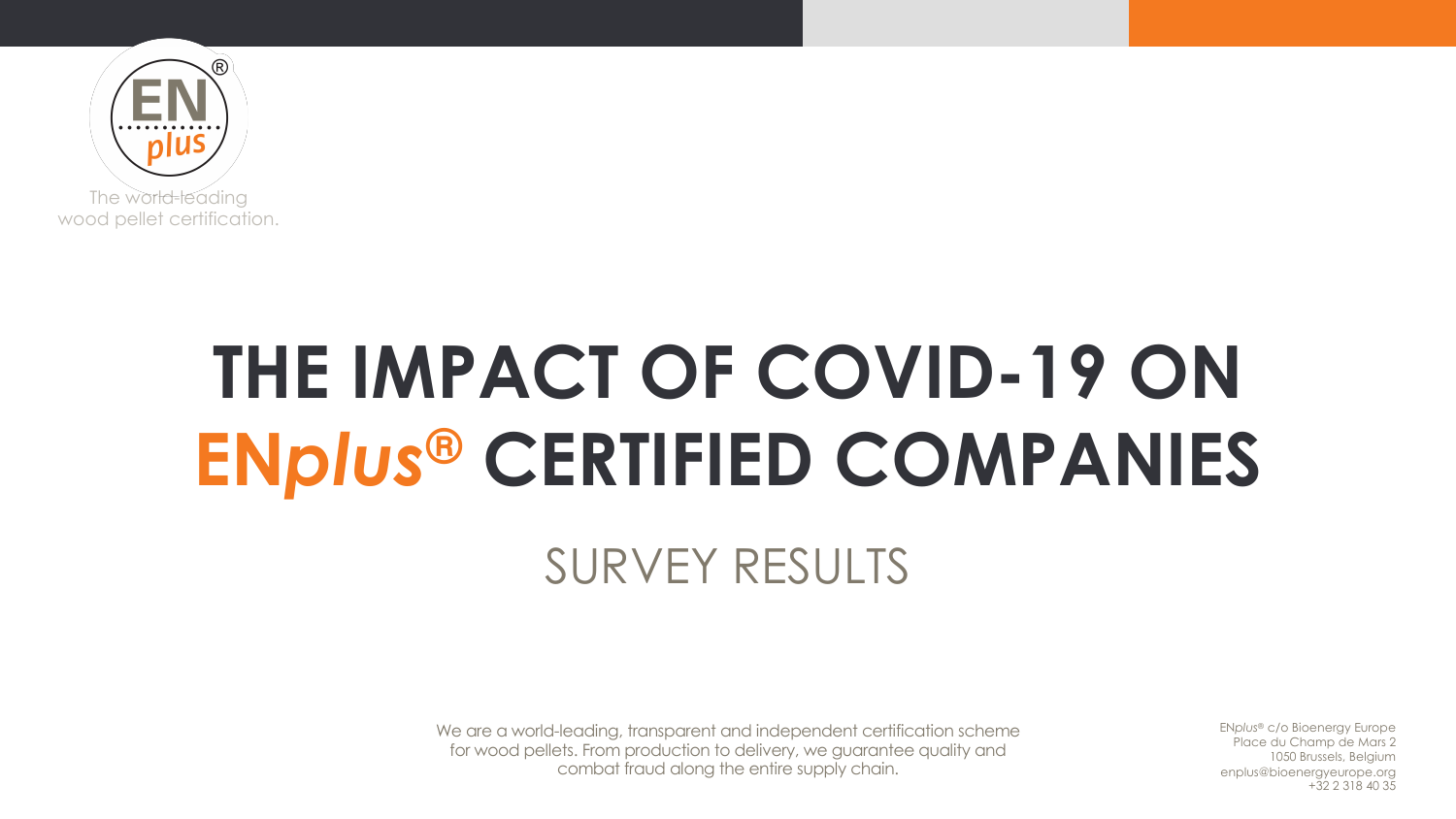The world-leading wood pellet certification.

# THE IMPACT OF COVID-19 ON EN*plus*® CERTIFIED COMPANIES

## SURVEY RESULTS

We are a world-leading, transparent and independent certification scheme for wood pellets. From production to delivery, we guarantee quality and combat fraud along the entire supply chain.

EN*plus*® c/o Bioenergy Europe
Place du Champ de Mars 2
1050 Brussels, Belgium
enplus@bioenergyeurope.org
+32 2 318 40 35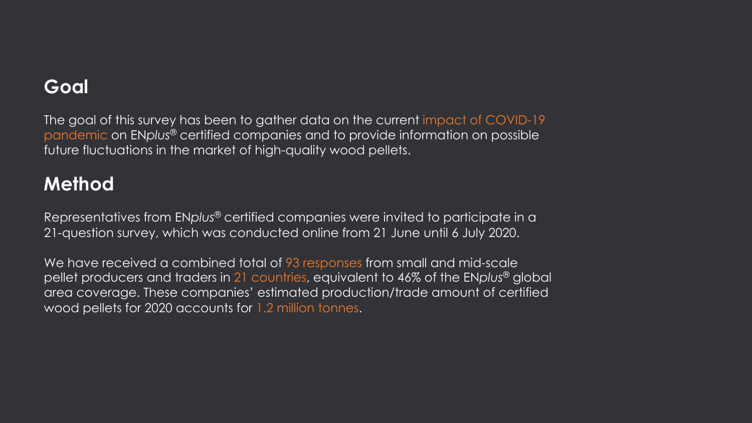## Goal

The goal of this survey has been to gather data on the current impact of COVID-19 pandemic on EN*plus*® certified companies and to provide information on possible future fluctuations in the market of high-quality wood pellets.

## Method

Representatives from EN*plus*® certified companies were invited to participate in a 21-question survey, which was conducted online from 21 June until 6 July 2020.

We have received a combined total of 93 responses from small and mid-scale pellet producers and traders in 21 countries, equivalent to 46% of the EN*plus*® global area coverage. These companies' estimated production/trade amount of certified wood pellets for 2020 accounts for 1.2 million tonnes.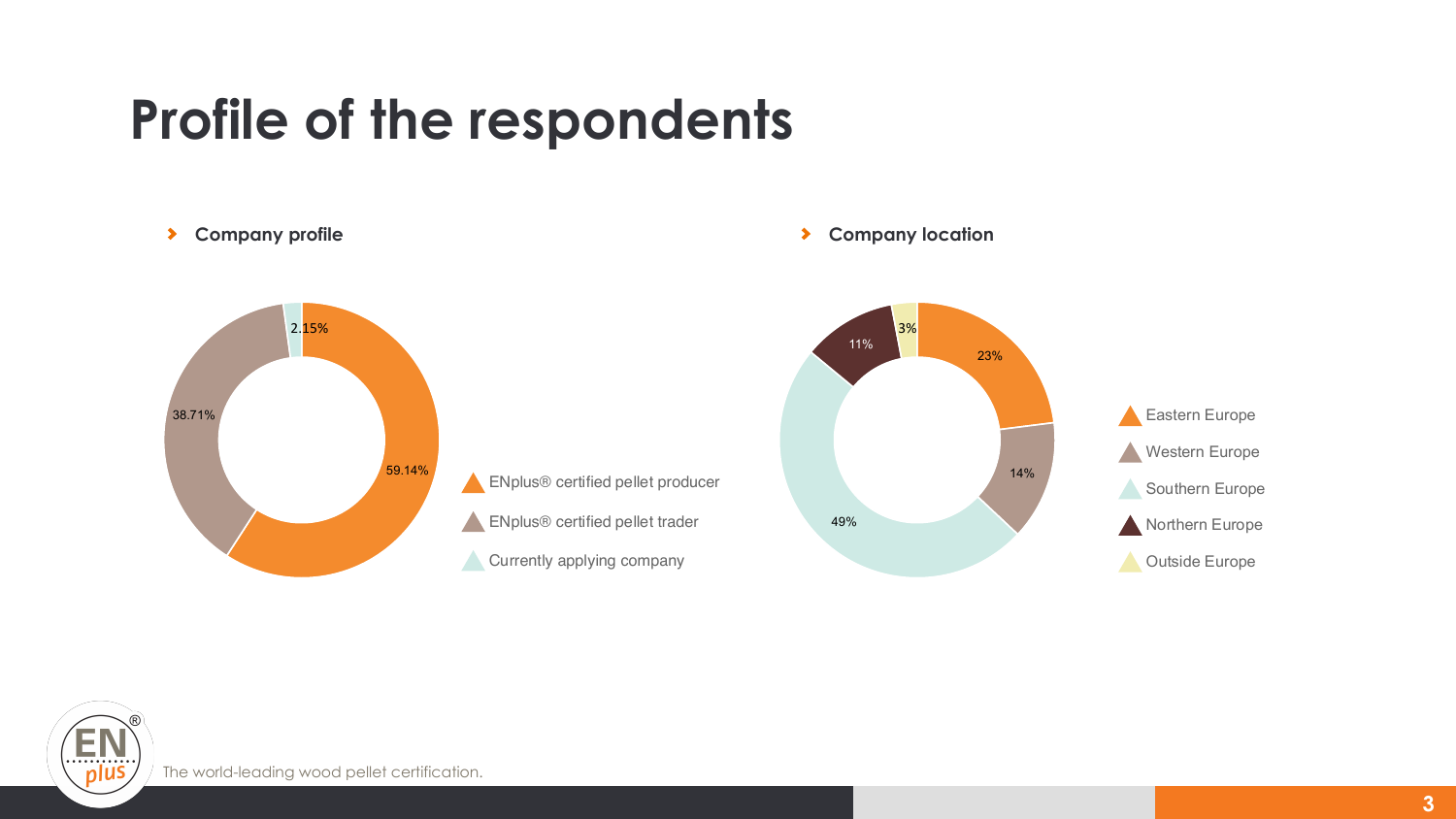# Profile of the respondents

**Company profile**

| Category | Share |
| --- | --- |
| ENplus® certified pellet producer | 59.14% |
| ENplus® certified pellet trader | 38.71% |
| Currently applying company | 2.15% |

**Company location**

| Location | Share |
| --- | --- |
| Eastern Europe | 23% |
| Western Europe | 14% |
| Southern Europe | 49% |
| Northern Europe | 11% |
| Outside Europe | 3% |

The world-leading wood pellet certification.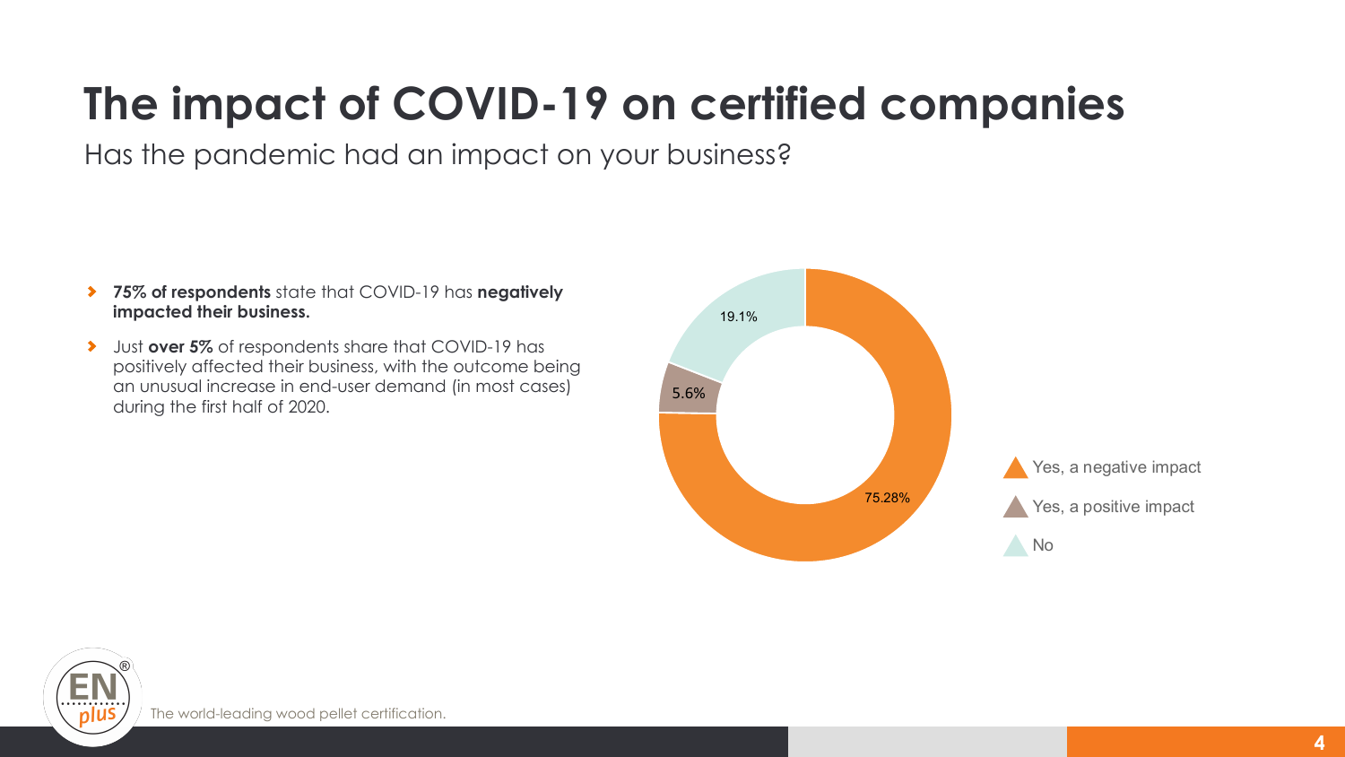# The impact of COVID-19 on certified companies

Has the pandemic had an impact on your business?

- **75% of respondents** state that COVID-19 has **negatively impacted their business.**
- Just **over 5%** of respondents share that COVID-19 has positively affected their business, with the outcome being an unusual increase in end-user demand (in most cases) during the first half of 2020.

| Response | Share |
|---|---|
| Yes, a negative impact | 75.28% |
| Yes, a positive impact | 5.6% |
| No | 19.1% |

The world-leading wood pellet certification.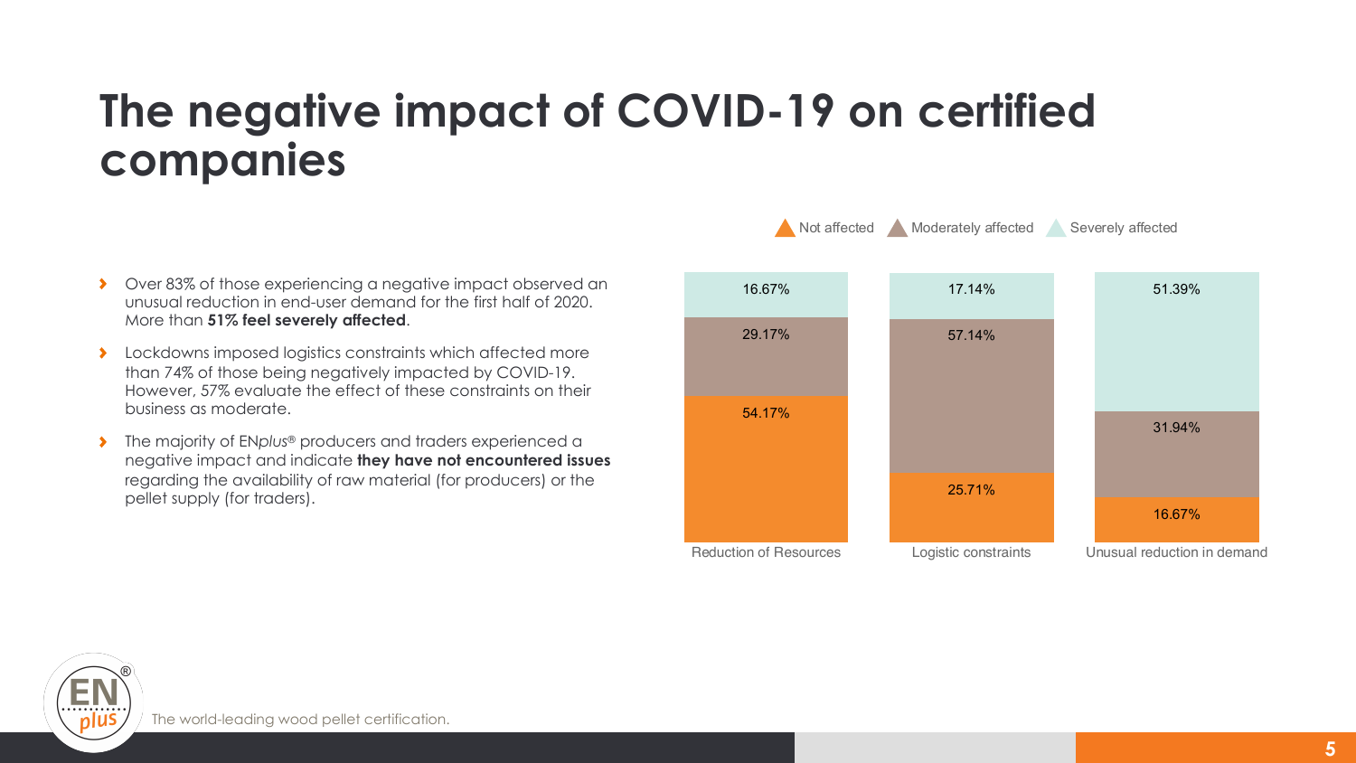# The negative impact of COVID-19 on certified companies

- Over 83% of those experiencing a negative impact observed an unusual reduction in end-user demand for the first half of 2020. More than **51% feel severely affected**.
- Lockdowns imposed logistics constraints which affected more than 74% of those being negatively impacted by COVID-19. However, 57% evaluate the effect of these constraints on their business as moderate.
- The majority of EN*plus*® producers and traders experienced a negative impact and indicate **they have not encountered issues** regarding the availability of raw material (for producers) or the pellet supply (for traders).

| | Not affected | Moderately affected | Severely affected |
| --- | --- | --- | --- |
| Reduction of Resources | 54.17% | 29.17% | 16.67% |
| Logistic constraints | 25.71% | 57.14% | 17.14% |
| Unusual reduction in demand | 16.67% | 31.94% | 51.39% |

The world-leading wood pellet certification.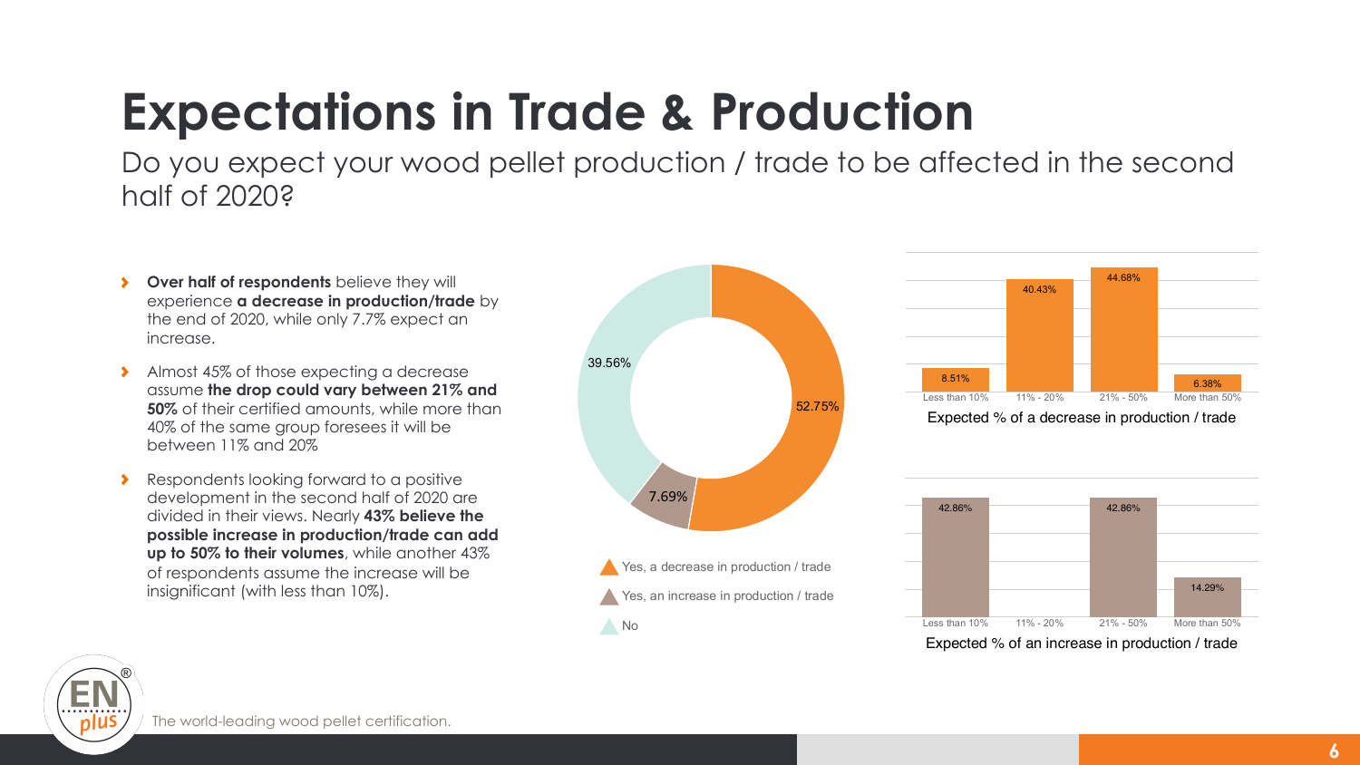# Expectations in Trade & Production

Do you expect your wood pellet production / trade to be affected in the second half of 2020?

- **Over half of respondents** believe they will experience **a decrease in production/trade** by the end of 2020, while only 7.7% expect an increase.
- Almost 45% of those expecting a decrease assume **the drop could vary between 21% and 50%** of their certified amounts, while more than 40% of the same group foresees it will be between 11% and 20%
- Respondents looking forward to a positive development in the second half of 2020 are divided in their views. Nearly **43% believe the possible increase in production/trade can add up to 50% to their volumes**, while another 43% of respondents assume the increase will be insignificant (with less than 10%).

| Response | Share |
|---|---|
| Yes, a decrease in production / trade | 52.75% |
| Yes, an increase in production / trade | 7.69% |
| No | 39.56% |

Expected % of a decrease in production / trade

| Less than 10% | 11% - 20% | 21% - 50% | More than 50% |
|---|---|---|---|
| 8.51% | 40.43% | 44.68% | 6.38% |

Expected % of an increase in production / trade

| Less than 10% | 11% - 20% | 21% - 50% | More than 50% |
|---|---|---|---|
| 42.86% | | 42.86% | 14.29% |

The world-leading wood pellet certification.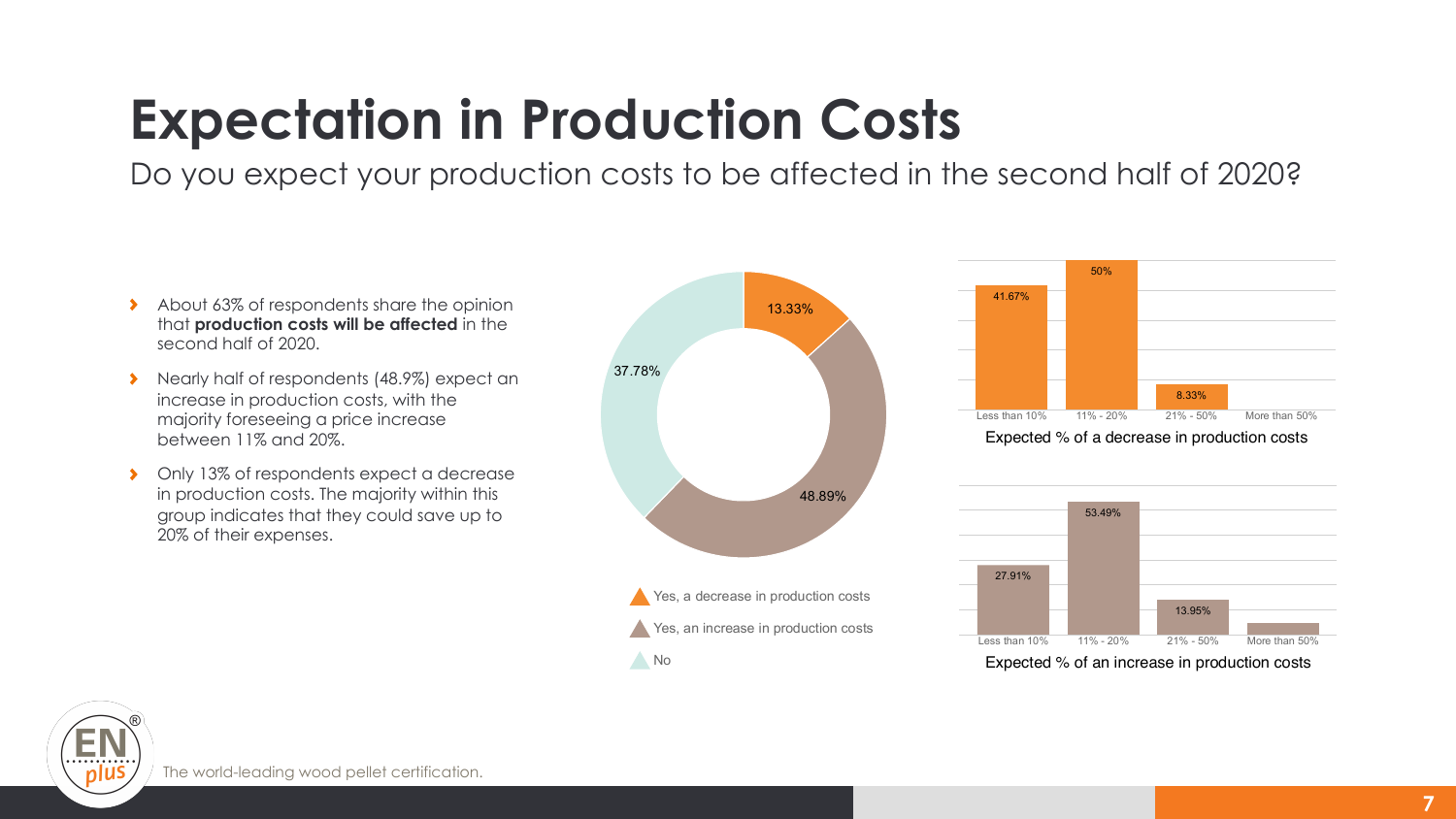# Expectation in Production Costs

Do you expect your production costs to be affected in the second half of 2020?

- About 63% of respondents share the opinion that **production costs will be affected** in the second half of 2020.
- Nearly half of respondents (48.9%) expect an increase in production costs, with the majority foreseeing a price increase between 11% and 20%.
- Only 13% of respondents expect a decrease in production costs. The majority within this group indicates that they could save up to 20% of their expenses.

| Response | % |
|---|---|
| Yes, a decrease in production costs | 13.33% |
| Yes, an increase in production costs | 48.89% |
| No | 37.78% |

Expected % of a decrease in production costs

| Less than 10% | 11% - 20% | 21% - 50% | More than 50% |
|---|---|---|---|
| 41.67% | 50% | 8.33% | |

Expected % of an increase in production costs

| Less than 10% | 11% - 20% | 21% - 50% | More than 50% |
|---|---|---|---|
| 27.91% | 53.49% | 13.95% | |

The world-leading wood pellet certification.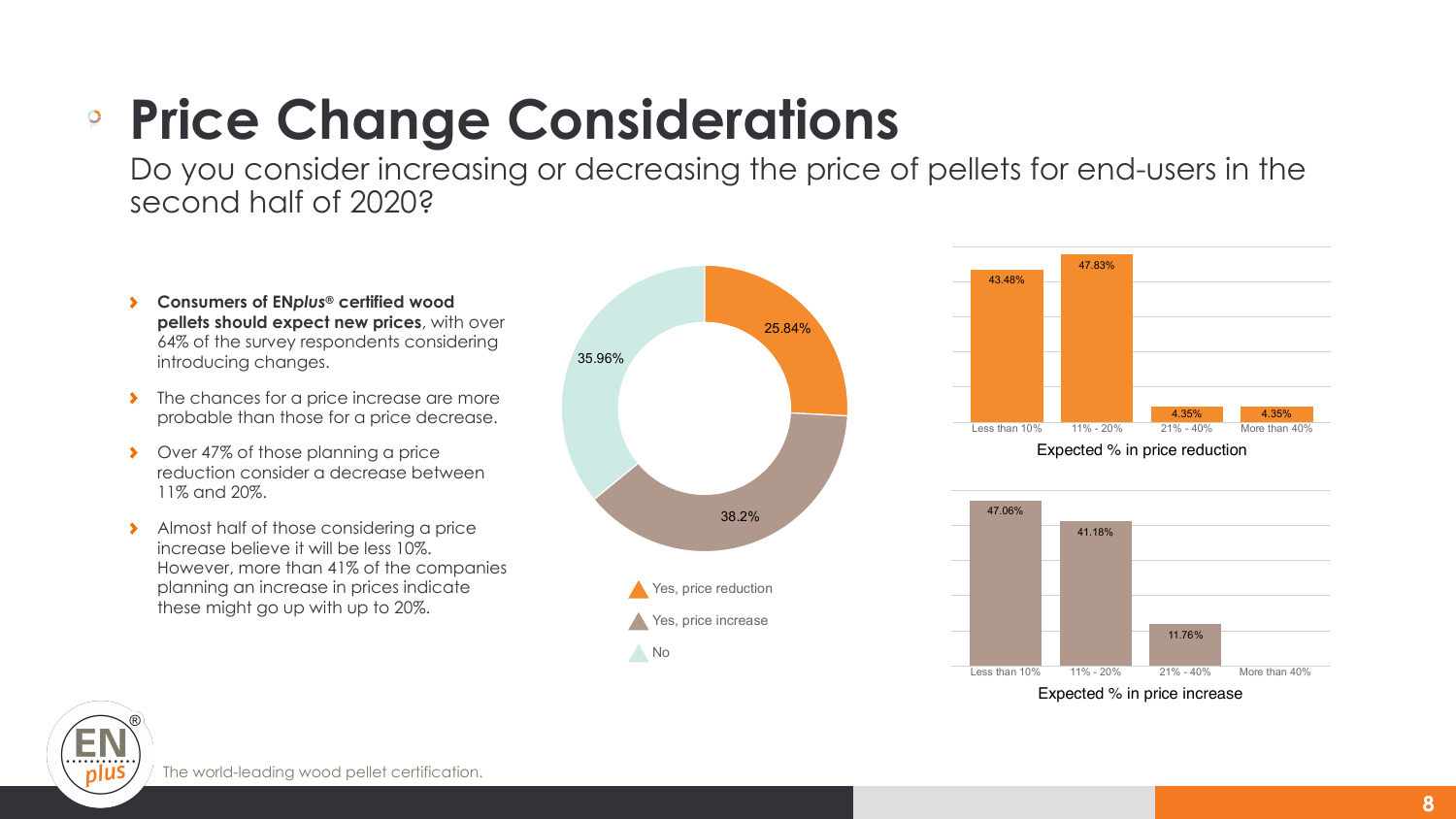# Price Change Considerations

Do you consider increasing or decreasing the price of pellets for end-users in the second half of 2020?

- **Consumers of EN*plus*® certified wood pellets should expect new prices**, with over 64% of the survey respondents considering introducing changes.
- The chances for a price increase are more probable than those for a price decrease.
- Over 47% of those planning a price reduction consider a decrease between 11% and 20%.
- Almost half of those considering a price increase believe it will be less 10%. However, more than 41% of the companies planning an increase in prices indicate these might go up with up to 20%.

| Response | % |
| --- | --- |
| Yes, price reduction | 25.84% |
| Yes, price increase | 38.2% |
| No | 35.96% |

Expected % in price reduction

| Less than 10% | 11% - 20% | 21% - 40% | More than 40% |
| --- | --- | --- | --- |
| 43.48% | 47.83% | 4.35% | 4.35% |

Expected % in price increase

| Less than 10% | 11% - 20% | 21% - 40% | More than 40% |
| --- | --- | --- | --- |
| 47.06% | 41.18% | 11.76% | |

The world-leading wood pellet certification.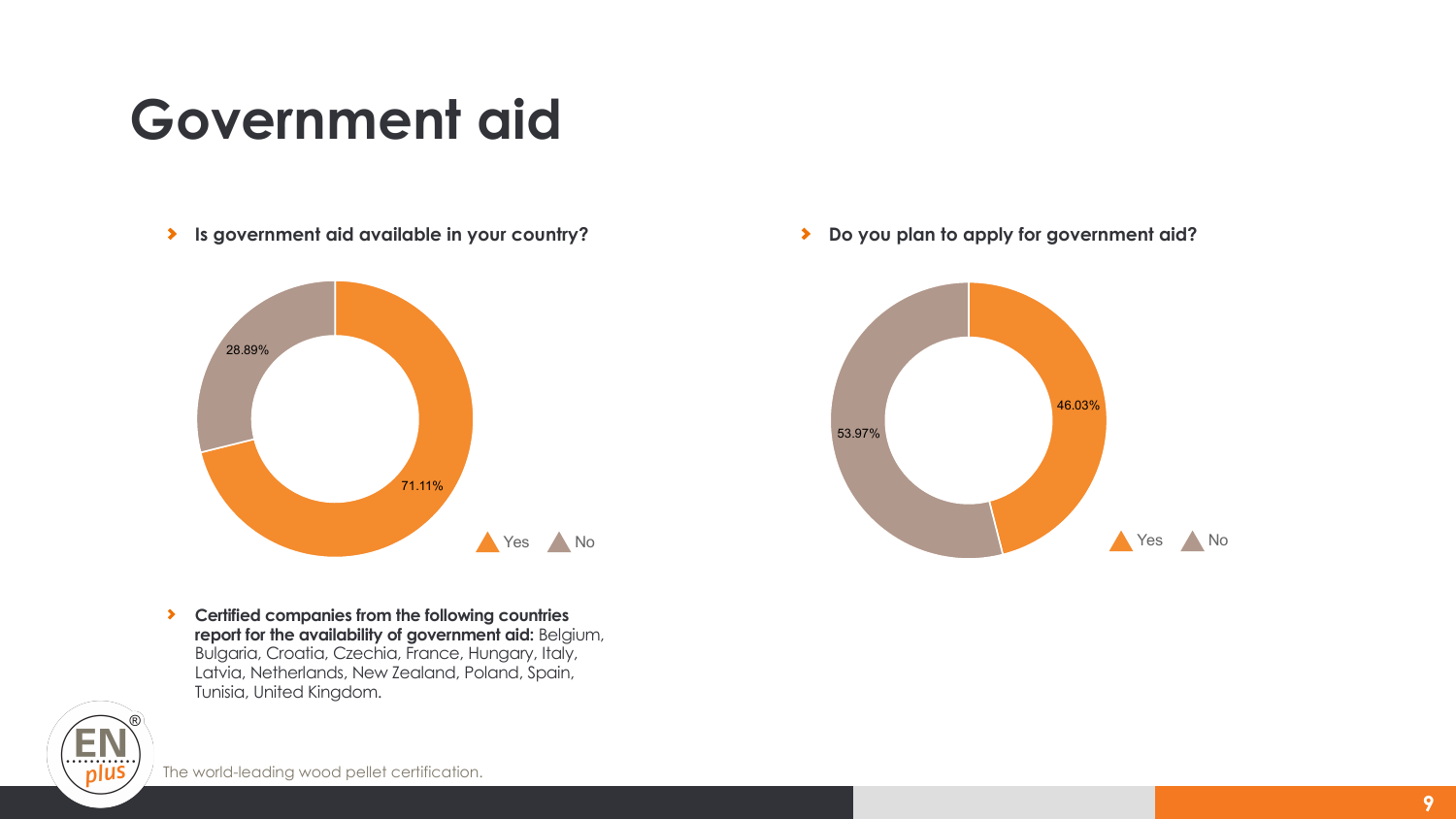# Government aid

- **Is government aid available in your country?**

28.89%

71.11%

Yes No

- **Do you plan to apply for government aid?**

46.03%

53.97%

Yes No

- **Certified companies from the following countries report for the availability of government aid:** Belgium, Bulgaria, Croatia, Czechia, France, Hungary, Italy, Latvia, Netherlands, New Zealand, Poland, Spain, Tunisia, United Kingdom.

The world-leading wood pellet certification.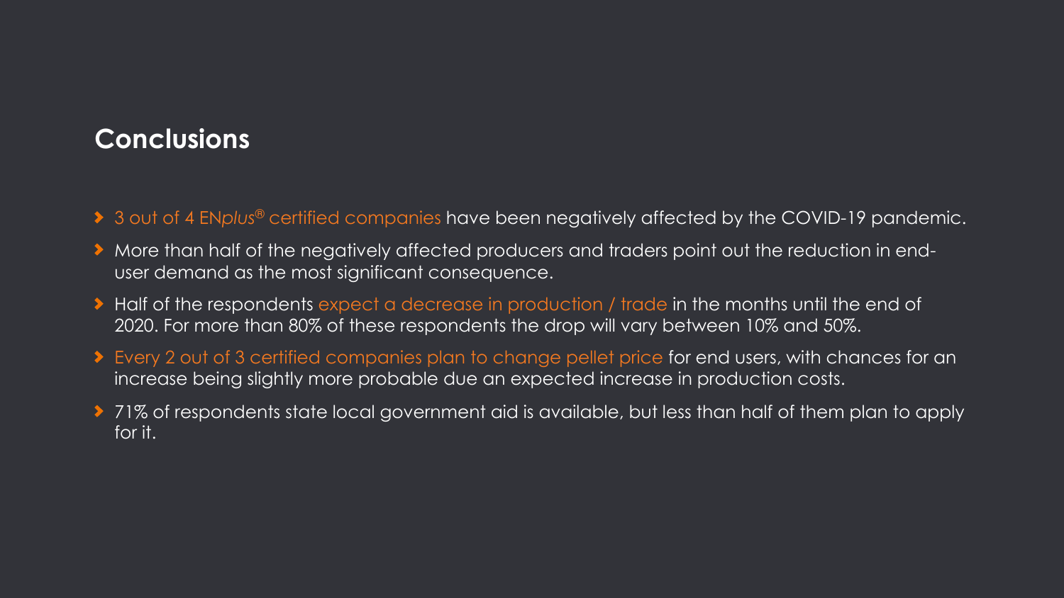## Conclusions

- 3 out of 4 EN*plus*® certified companies have been negatively affected by the COVID-19 pandemic.
- More than half of the negatively affected producers and traders point out the reduction in end-user demand as the most significant consequence.
- Half of the respondents expect a decrease in production / trade in the months until the end of 2020. For more than 80% of these respondents the drop will vary between 10% and 50%.
- Every 2 out of 3 certified companies plan to change pellet price for end users, with chances for an increase being slightly more probable due an expected increase in production costs.
- 71% of respondents state local government aid is available, but less than half of them plan to apply for it.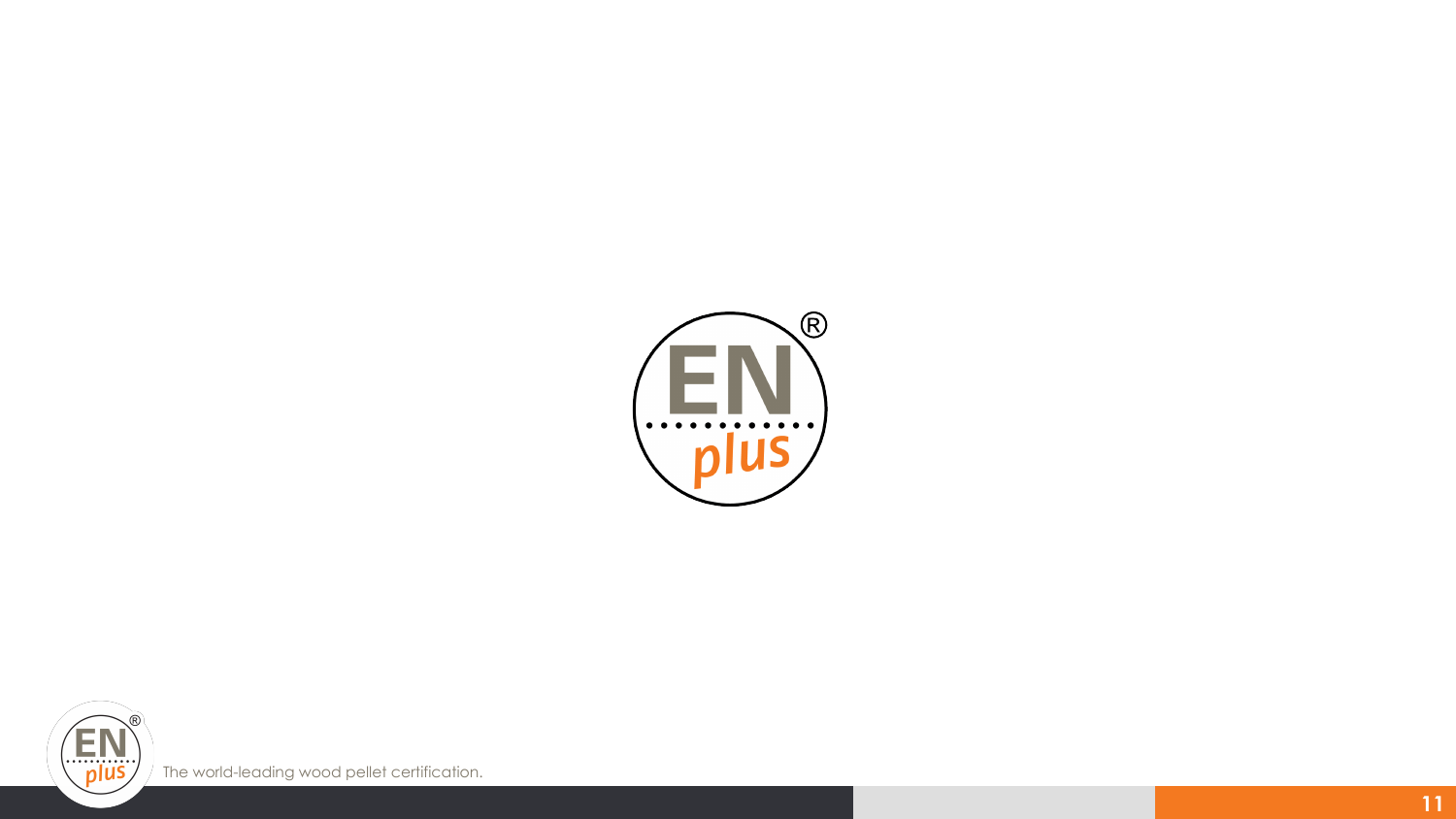ENplus®